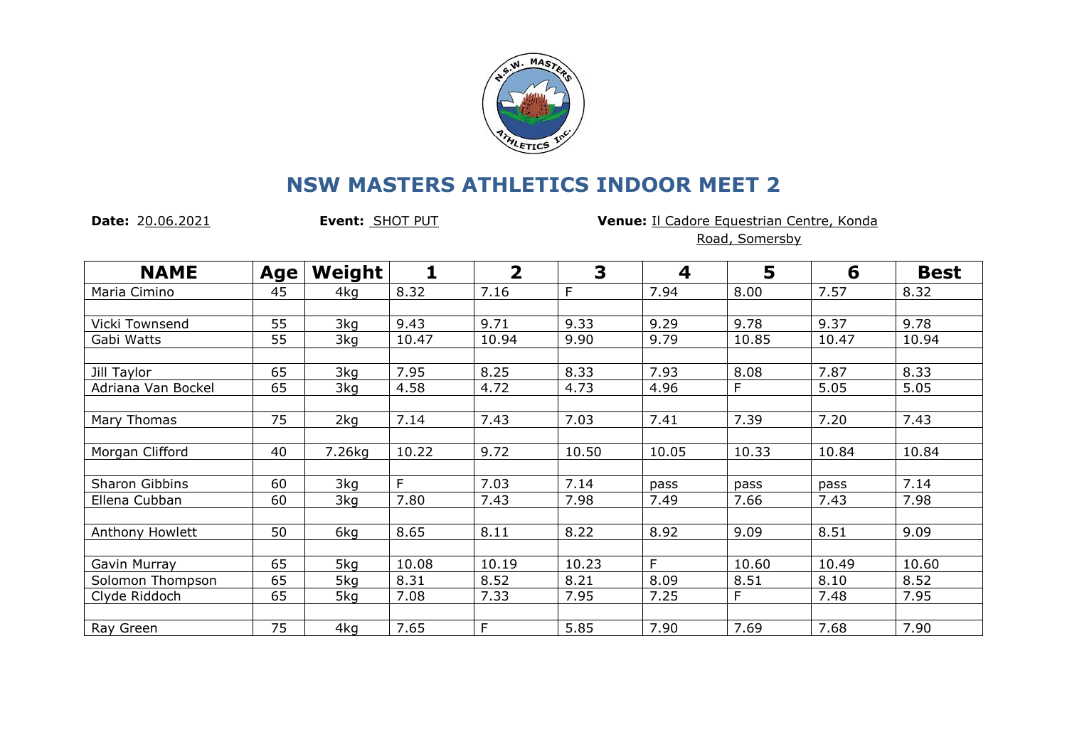# NSW MASTERS ATHLETICS INDOOR MEET 2

**Date:** 20.06.2021 **Event:** SHOT PUT **Venue:** Il Cadore Equestrian Centre, Konda Road, Somersby

| NAME | Age | Weight | 1 | 2 | 3 | 4 | 5 | 6 | Best |
|---|---|---|---|---|---|---|---|---|---|
| Maria Cimino | 45 | 4kg | 8.32 | 7.16 | F | 7.94 | 8.00 | 7.57 | 8.32 |
| | | | | | | | | | |
| Vicki Townsend | 55 | 3kg | 9.43 | 9.71 | 9.33 | 9.29 | 9.78 | 9.37 | 9.78 |
| Gabi Watts | 55 | 3kg | 10.47 | 10.94 | 9.90 | 9.79 | 10.85 | 10.47 | 10.94 |
| | | | | | | | | | |
| Jill Taylor | 65 | 3kg | 7.95 | 8.25 | 8.33 | 7.93 | 8.08 | 7.87 | 8.33 |
| Adriana Van Bockel | 65 | 3kg | 4.58 | 4.72 | 4.73 | 4.96 | F | 5.05 | 5.05 |
| | | | | | | | | | |
| Mary Thomas | 75 | 2kg | 7.14 | 7.43 | 7.03 | 7.41 | 7.39 | 7.20 | 7.43 |
| | | | | | | | | | |
| Morgan Clifford | 40 | 7.26kg | 10.22 | 9.72 | 10.50 | 10.05 | 10.33 | 10.84 | 10.84 |
| | | | | | | | | | |
| Sharon Gibbins | 60 | 3kg | F | 7.03 | 7.14 | pass | pass | pass | 7.14 |
| Ellena Cubban | 60 | 3kg | 7.80 | 7.43 | 7.98 | 7.49 | 7.66 | 7.43 | 7.98 |
| | | | | | | | | | |
| Anthony Howlett | 50 | 6kg | 8.65 | 8.11 | 8.22 | 8.92 | 9.09 | 8.51 | 9.09 |
| | | | | | | | | | |
| Gavin Murray | 65 | 5kg | 10.08 | 10.19 | 10.23 | F | 10.60 | 10.49 | 10.60 |
| Solomon Thompson | 65 | 5kg | 8.31 | 8.52 | 8.21 | 8.09 | 8.51 | 8.10 | 8.52 |
| Clyde Riddoch | 65 | 5kg | 7.08 | 7.33 | 7.95 | 7.25 | F | 7.48 | 7.95 |
| | | | | | | | | | |
| Ray Green | 75 | 4kg | 7.65 | F | 5.85 | 7.90 | 7.69 | 7.68 | 7.90 |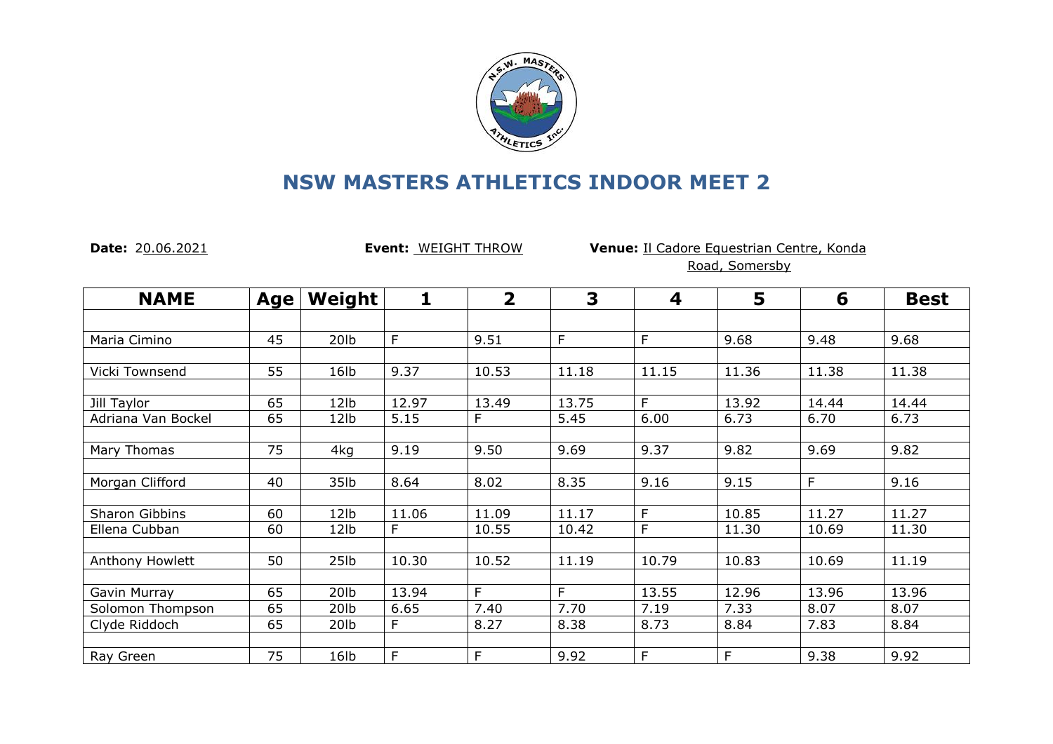# NSW MASTERS ATHLETICS INDOOR MEET 2

**Date:** 20.06.2021 **Event:** WEIGHT THROW **Venue:** Il Cadore Equestrian Centre, Konda Road, Somersby

| NAME | Age | Weight | 1 | 2 | 3 | 4 | 5 | 6 | Best |
|---|---|---|---|---|---|---|---|---|---|
| | | | | | | | | | |
| Maria Cimino | 45 | 20lb | F | 9.51 | F | F | 9.68 | 9.48 | 9.68 |
| | | | | | | | | | |
| Vicki Townsend | 55 | 16lb | 9.37 | 10.53 | 11.18 | 11.15 | 11.36 | 11.38 | 11.38 |
| | | | | | | | | | |
| Jill Taylor | 65 | 12lb | 12.97 | 13.49 | 13.75 | F | 13.92 | 14.44 | 14.44 |
| Adriana Van Bockel | 65 | 12lb | 5.15 | F | 5.45 | 6.00 | 6.73 | 6.70 | 6.73 |
| | | | | | | | | | |
| Mary Thomas | 75 | 4kg | 9.19 | 9.50 | 9.69 | 9.37 | 9.82 | 9.69 | 9.82 |
| | | | | | | | | | |
| Morgan Clifford | 40 | 35lb | 8.64 | 8.02 | 8.35 | 9.16 | 9.15 | F | 9.16 |
| | | | | | | | | | |
| Sharon Gibbins | 60 | 12lb | 11.06 | 11.09 | 11.17 | F | 10.85 | 11.27 | 11.27 |
| Ellena Cubban | 60 | 12lb | F | 10.55 | 10.42 | F | 11.30 | 10.69 | 11.30 |
| | | | | | | | | | |
| Anthony Howlett | 50 | 25lb | 10.30 | 10.52 | 11.19 | 10.79 | 10.83 | 10.69 | 11.19 |
| | | | | | | | | | |
| Gavin Murray | 65 | 20lb | 13.94 | F | F | 13.55 | 12.96 | 13.96 | 13.96 |
| Solomon Thompson | 65 | 20lb | 6.65 | 7.40 | 7.70 | 7.19 | 7.33 | 8.07 | 8.07 |
| Clyde Riddoch | 65 | 20lb | F | 8.27 | 8.38 | 8.73 | 8.84 | 7.83 | 8.84 |
| | | | | | | | | | |
| Ray Green | 75 | 16lb | F | F | 9.92 | F | F | 9.38 | 9.92 |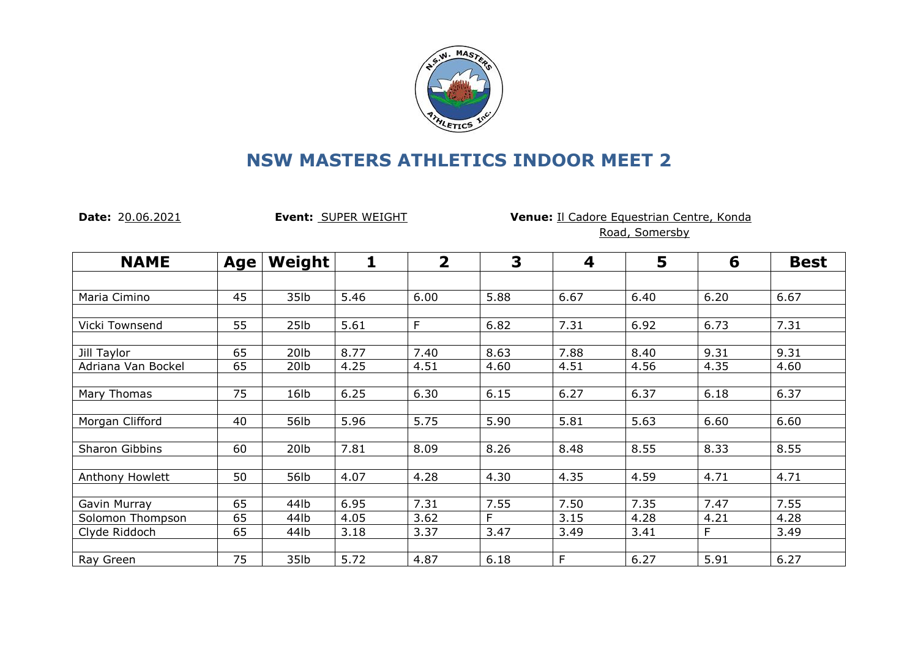# NSW MASTERS ATHLETICS INDOOR MEET 2

**Date:** 20.06.2021 **Event:** SUPER WEIGHT **Venue:** Il Cadore Equestrian Centre, Konda Road, Somersby

| NAME | Age | Weight | 1 | 2 | 3 | 4 | 5 | 6 | Best |
|---|---|---|---|---|---|---|---|---|---|
| | | | | | | | | | |
| Maria Cimino | 45 | 35lb | 5.46 | 6.00 | 5.88 | 6.67 | 6.40 | 6.20 | 6.67 |
| | | | | | | | | | |
| Vicki Townsend | 55 | 25lb | 5.61 | F | 6.82 | 7.31 | 6.92 | 6.73 | 7.31 |
| | | | | | | | | | |
| Jill Taylor | 65 | 20lb | 8.77 | 7.40 | 8.63 | 7.88 | 8.40 | 9.31 | 9.31 |
| Adriana Van Bockel | 65 | 20lb | 4.25 | 4.51 | 4.60 | 4.51 | 4.56 | 4.35 | 4.60 |
| | | | | | | | | | |
| Mary Thomas | 75 | 16lb | 6.25 | 6.30 | 6.15 | 6.27 | 6.37 | 6.18 | 6.37 |
| | | | | | | | | | |
| Morgan Clifford | 40 | 56lb | 5.96 | 5.75 | 5.90 | 5.81 | 5.63 | 6.60 | 6.60 |
| | | | | | | | | | |
| Sharon Gibbins | 60 | 20lb | 7.81 | 8.09 | 8.26 | 8.48 | 8.55 | 8.33 | 8.55 |
| | | | | | | | | | |
| Anthony Howlett | 50 | 56lb | 4.07 | 4.28 | 4.30 | 4.35 | 4.59 | 4.71 | 4.71 |
| | | | | | | | | | |
| Gavin Murray | 65 | 44lb | 6.95 | 7.31 | 7.55 | 7.50 | 7.35 | 7.47 | 7.55 |
| Solomon Thompson | 65 | 44lb | 4.05 | 3.62 | F | 3.15 | 4.28 | 4.21 | 4.28 |
| Clyde Riddoch | 65 | 44lb | 3.18 | 3.37 | 3.47 | 3.49 | 3.41 | F | 3.49 |
| | | | | | | | | | |
| Ray Green | 75 | 35lb | 5.72 | 4.87 | 6.18 | F | 6.27 | 5.91 | 6.27 |